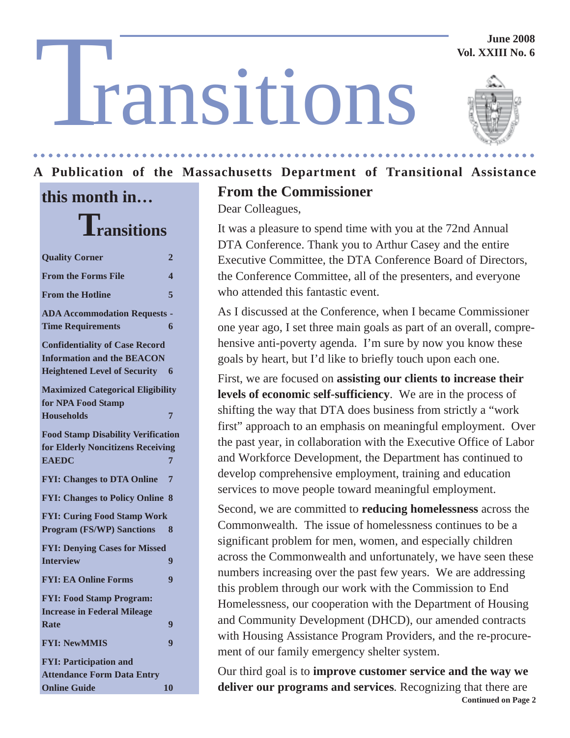# Transitions

June 2008
Vol. XXIII No. 6

**A Publication of the Massachusetts Department of Transitional Assistance**

## this month in… Transitions

| | |
|---|---|
| Quality Corner | 2 |
| From the Forms File | 4 |
| From the Hotline | 5 |
| ADA Accommodation Requests - Time Requirements | 6 |
| Confidentiality of Case Record Information and the BEACON Heightened Level of Security | 6 |
| Maximized Categorical Eligibility for NPA Food Stamp Households | 7 |
| Food Stamp Disability Verification for Elderly Noncitizens Receiving EAEDC | 7 |
| FYI: Changes to DTA Online | 7 |
| FYI: Changes to Policy Online | 8 |
| FYI: Curing Food Stamp Work Program (FS/WP) Sanctions | 8 |
| FYI: Denying Cases for Missed Interview | 9 |
| FYI: EA Online Forms | 9 |
| FYI: Food Stamp Program: Increase in Federal Mileage Rate | 9 |
| FYI: NewMMIS | 9 |
| FYI: Participation and Attendance Form Data Entry Online Guide | 10 |

## From the Commissioner

Dear Colleagues,

It was a pleasure to spend time with you at the 72nd Annual DTA Conference. Thank you to Arthur Casey and the entire Executive Committee, the DTA Conference Board of Directors, the Conference Committee, all of the presenters, and everyone who attended this fantastic event.

As I discussed at the Conference, when I became Commissioner one year ago, I set three main goals as part of an overall, comprehensive anti-poverty agenda. I'm sure by now you know these goals by heart, but I'd like to briefly touch upon each one.

First, we are focused on **assisting our clients to increase their levels of economic self-sufficiency**. We are in the process of shifting the way that DTA does business from strictly a "work first" approach to an emphasis on meaningful employment. Over the past year, in collaboration with the Executive Office of Labor and Workforce Development, the Department has continued to develop comprehensive employment, training and education services to move people toward meaningful employment.

Second, we are committed to **reducing homelessness** across the Commonwealth. The issue of homelessness continues to be a significant problem for men, women, and especially children across the Commonwealth and unfortunately, we have seen these numbers increasing over the past few years. We are addressing this problem through our work with the Commission to End Homelessness, our cooperation with the Department of Housing and Community Development (DHCD), our amended contracts with Housing Assistance Program Providers, and the re-procurement of our family emergency shelter system.

Our third goal is to **improve customer service and the way we deliver our programs and services**. Recognizing that there are

**Continued on Page 2**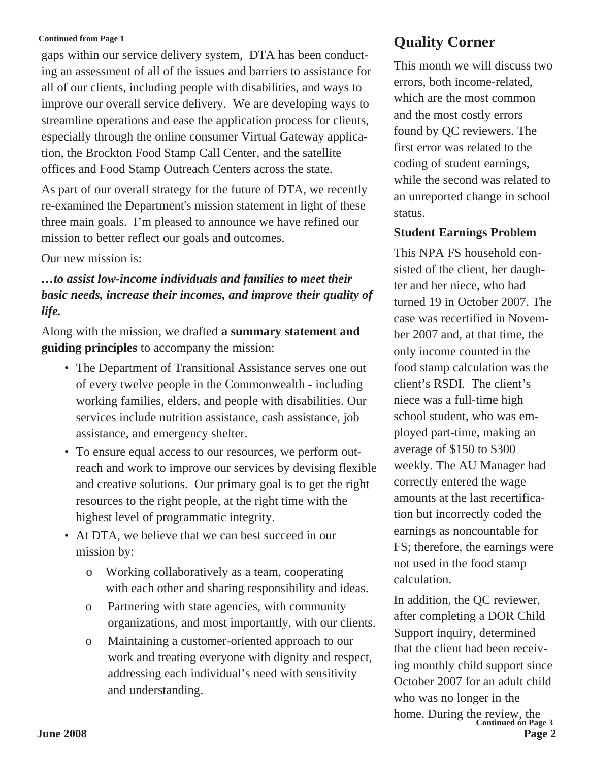Continued from Page 1

gaps within our service delivery system, DTA has been conducting an assessment of all of the issues and barriers to assistance for all of our clients, including people with disabilities, and ways to improve our overall service delivery. We are developing ways to streamline operations and ease the application process for clients, especially through the online consumer Virtual Gateway application, the Brockton Food Stamp Call Center, and the satellite offices and Food Stamp Outreach Centers across the state.

As part of our overall strategy for the future of DTA, we recently re-examined the Department's mission statement in light of these three main goals. I'm pleased to announce we have refined our mission to better reflect our goals and outcomes.

Our new mission is:

***…to assist low-income individuals and families to meet their basic needs, increase their incomes, and improve their quality of life.***

Along with the mission, we drafted **a summary statement and guiding principles** to accompany the mission:

- The Department of Transitional Assistance serves one out of every twelve people in the Commonwealth - including working families, elders, and people with disabilities. Our services include nutrition assistance, cash assistance, job assistance, and emergency shelter.
- To ensure equal access to our resources, we perform outreach and work to improve our services by devising flexible and creative solutions. Our primary goal is to get the right resources to the right people, at the right time with the highest level of programmatic integrity.
- At DTA, we believe that we can best succeed in our mission by:
  - Working collaboratively as a team, cooperating with each other and sharing responsibility and ideas.
  - Partnering with state agencies, with community organizations, and most importantly, with our clients.
  - Maintaining a customer-oriented approach to our work and treating everyone with dignity and respect, addressing each individual's need with sensitivity and understanding.

## Quality Corner

This month we will discuss two errors, both income-related, which are the most common and the most costly errors found by QC reviewers. The first error was related to the coding of student earnings, while the second was related to an unreported change in school status.

**Student Earnings Problem**

This NPA FS household consisted of the client, her daughter and her niece, who had turned 19 in October 2007. The case was recertified in November 2007 and, at that time, the only income counted in the food stamp calculation was the client's RSDI. The client's niece was a full-time high school student, who was employed part-time, making an average of $150 to $300 weekly. The AU Manager had correctly entered the wage amounts at the last recertification but incorrectly coded the earnings as noncountable for FS; therefore, the earnings were not used in the food stamp calculation.

In addition, the QC reviewer, after completing a DOR Child Support inquiry, determined that the client had been receiving monthly child support since October 2007 for an adult child who was no longer in the home. During the review, the

Continued on Page 3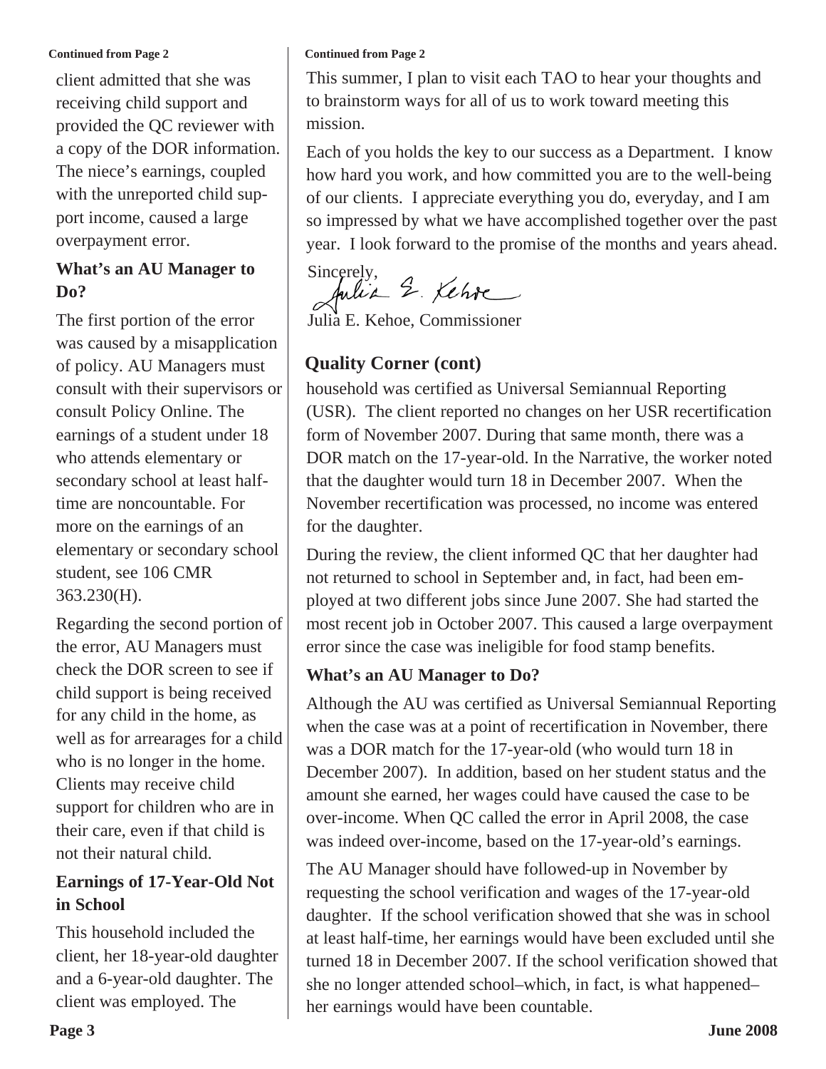*Continued from Page 2*

client admitted that she was receiving child support and provided the QC reviewer with a copy of the DOR information. The niece's earnings, coupled with the unreported child support income, caused a large overpayment error.

**What's an AU Manager to Do?**

The first portion of the error was caused by a misapplication of policy. AU Managers must consult with their supervisors or consult Policy Online. The earnings of a student under 18 who attends elementary or secondary school at least half-time are noncountable. For more on the earnings of an elementary or secondary school student, see 106 CMR 363.230(H).

Regarding the second portion of the error, AU Managers must check the DOR screen to see if child support is being received for any child in the home, as well as for arrearages for a child who is no longer in the home. Clients may receive child support for children who are in their care, even if that child is not their natural child.

**Earnings of 17-Year-Old Not in School**

This household included the client, her 18-year-old daughter and a 6-year-old daughter. The client was employed. The household was certified as Universal Semiannual Reporting (USR). The client reported no changes on her USR recertification form of November 2007. During that same month, there was a DOR match on the 17-year-old. In the Narrative, the worker noted that the daughter would turn 18 in December 2007. When the November recertification was processed, no income was entered for the daughter.

During the review, the client informed QC that her daughter had not returned to school in September and, in fact, had been employed at two different jobs since June 2007. She had started the most recent job in October 2007. This caused a large overpayment error since the case was ineligible for food stamp benefits.

**What's an AU Manager to Do?**

Although the AU was certified as Universal Semiannual Reporting when the case was at a point of recertification in November, there was a DOR match for the 17-year-old (who would turn 18 in December 2007). In addition, based on her student status and the amount she earned, her wages could have caused the case to be over-income. When QC called the error in April 2008, the case was indeed over-income, based on the 17-year-old's earnings.

The AU Manager should have followed-up in November by requesting the school verification and wages of the 17-year-old daughter. If the school verification showed that she was in school at least half-time, her earnings would have been excluded until she turned 18 in December 2007. If the school verification showed that she no longer attended school–which, in fact, is what happened–her earnings would have been countable.

*Continued from Page 2*

This summer, I plan to visit each TAO to hear your thoughts and to brainstorm ways for all of us to work toward meeting this mission.

Each of you holds the key to our success as a Department. I know how hard you work, and how committed you are to the well-being of our clients. I appreciate everything you do, everyday, and I am so impressed by what we have accomplished together over the past year. I look forward to the promise of the months and years ahead.

Sincerely,

Julia E. Kehoe

Julia E. Kehoe, Commissioner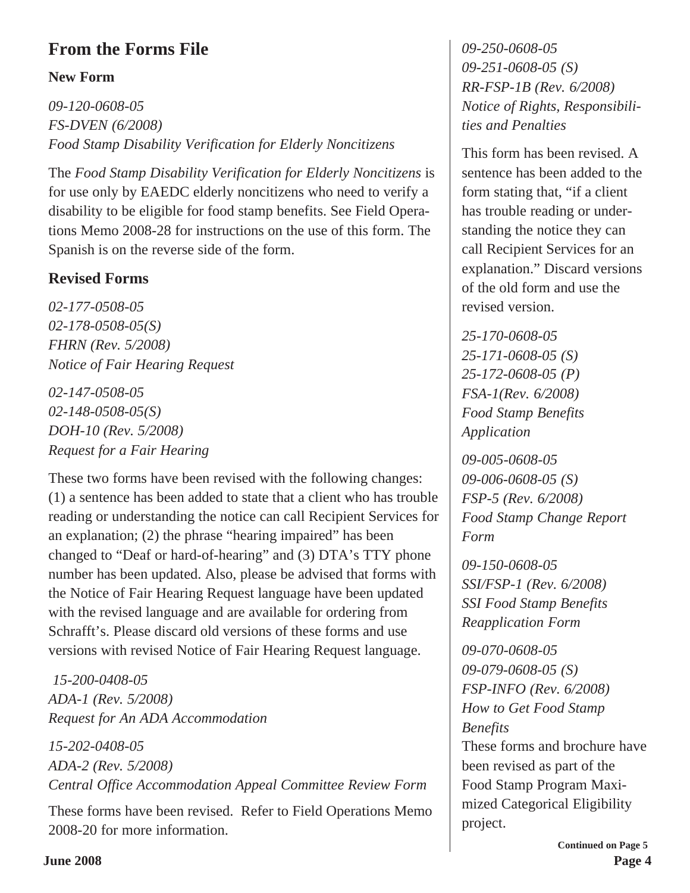## From the Forms File

### New Form

*09-120-0608-05*
*FS-DVEN (6/2008)*
*Food Stamp Disability Verification for Elderly Noncitizens*

The *Food Stamp Disability Verification for Elderly Noncitizens* is for use only by EAEDC elderly noncitizens who need to verify a disability to be eligible for food stamp benefits. See Field Operations Memo 2008-28 for instructions on the use of this form. The Spanish is on the reverse side of the form.

### Revised Forms

*02-177-0508-05*
*02-178-0508-05(S)*
*FHRN (Rev. 5/2008)*
*Notice of Fair Hearing Request*

*02-147-0508-05*
*02-148-0508-05(S)*
*DOH-10 (Rev. 5/2008)*
*Request for a Fair Hearing*

These two forms have been revised with the following changes: (1) a sentence has been added to state that a client who has trouble reading or understanding the notice can call Recipient Services for an explanation; (2) the phrase "hearing impaired" has been changed to "Deaf or hard-of-hearing" and (3) DTA's TTY phone number has been updated. Also, please be advised that forms with the Notice of Fair Hearing Request language have been updated with the revised language and are available for ordering from Schrafft's. Please discard old versions of these forms and use versions with revised Notice of Fair Hearing Request language.

*15-200-0408-05*
*ADA-1 (Rev. 5/2008)*
*Request for An ADA Accommodation*

*15-202-0408-05*
*ADA-2 (Rev. 5/2008)*
*Central Office Accommodation Appeal Committee Review Form*

These forms have been revised. Refer to Field Operations Memo 2008-20 for more information.

*09-250-0608-05*
*09-251-0608-05 (S)*
*RR-FSP-1B (Rev. 6/2008)*
*Notice of Rights, Responsibilities and Penalties*

This form has been revised. A sentence has been added to the form stating that, "if a client has trouble reading or understanding the notice they can call Recipient Services for an explanation." Discard versions of the old form and use the revised version.

*25-170-0608-05*
*25-171-0608-05 (S)*
*25-172-0608-05 (P)*
*FSA-1(Rev. 6/2008)*
*Food Stamp Benefits Application*

*09-005-0608-05*
*09-006-0608-05 (S)*
*FSP-5 (Rev. 6/2008)*
*Food Stamp Change Report Form*

*09-150-0608-05*
*SSI/FSP-1 (Rev. 6/2008)*
*SSI Food Stamp Benefits Reapplication Form*

*09-070-0608-05*
*09-079-0608-05 (S)*
*FSP-INFO (Rev. 6/2008)*
*How to Get Food Stamp Benefits*

These forms and brochure have been revised as part of the Food Stamp Program Maximized Categorical Eligibility project.

**Continued on Page 5**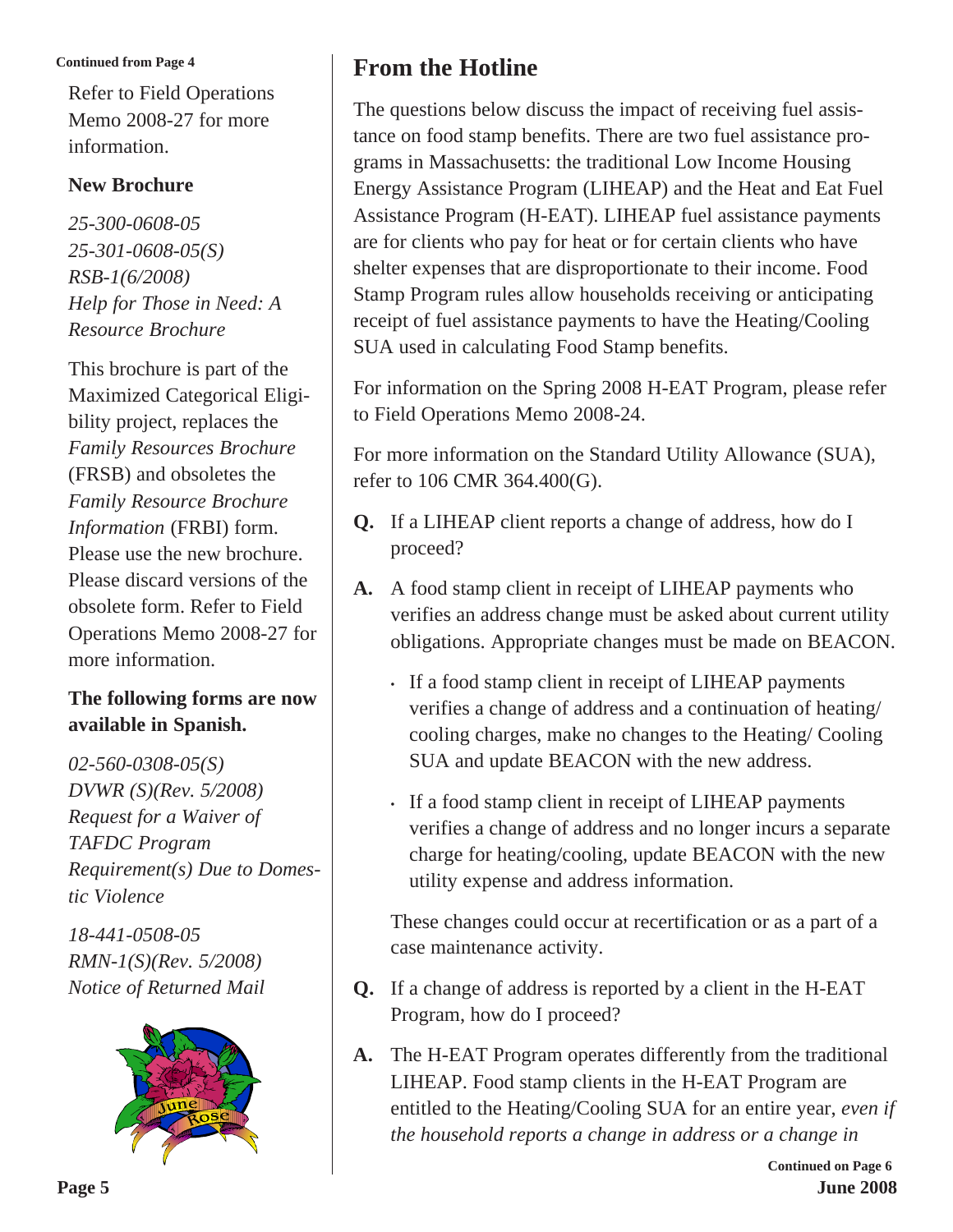Continued from Page 4

Refer to Field Operations Memo 2008-27 for more information.

**New Brochure**

*25-300-0608-05*
*25-301-0608-05(S)*
*RSB-1(6/2008)*
*Help for Those in Need: A Resource Brochure*

This brochure is part of the Maximized Categorical Eligibility project, replaces the *Family Resources Brochure* (FRSB) and obsoletes the *Family Resource Brochure Information* (FRBI) form. Please use the new brochure. Please discard versions of the obsolete form. Refer to Field Operations Memo 2008-27 for more information.

**The following forms are now available in Spanish.**

*02-560-0308-05(S)*
*DVWR (S)(Rev. 5/2008)*
*Request for a Waiver of TAFDC Program Requirement(s) Due to Domestic Violence*

*18-441-0508-05*
*RMN-1(S)(Rev. 5/2008)*
*Notice of Returned Mail*

## From the Hotline

The questions below discuss the impact of receiving fuel assistance on food stamp benefits. There are two fuel assistance programs in Massachusetts: the traditional Low Income Housing Energy Assistance Program (LIHEAP) and the Heat and Eat Fuel Assistance Program (H-EAT). LIHEAP fuel assistance payments are for clients who pay for heat or for certain clients who have shelter expenses that are disproportionate to their income. Food Stamp Program rules allow households receiving or anticipating receipt of fuel assistance payments to have the Heating/Cooling SUA used in calculating Food Stamp benefits.

For information on the Spring 2008 H-EAT Program, please refer to Field Operations Memo 2008-24.

For more information on the Standard Utility Allowance (SUA), refer to 106 CMR 364.400(G).

**Q.** If a LIHEAP client reports a change of address, how do I proceed?

**A.** A food stamp client in receipt of LIHEAP payments who verifies an address change must be asked about current utility obligations. Appropriate changes must be made on BEACON.

- If a food stamp client in receipt of LIHEAP payments verifies a change of address and a continuation of heating/ cooling charges, make no changes to the Heating/ Cooling SUA and update BEACON with the new address.
- If a food stamp client in receipt of LIHEAP payments verifies a change of address and no longer incurs a separate charge for heating/cooling, update BEACON with the new utility expense and address information.

These changes could occur at recertification or as a part of a case maintenance activity.

**Q.** If a change of address is reported by a client in the H-EAT Program, how do I proceed?

**A.** The H-EAT Program operates differently from the traditional LIHEAP. Food stamp clients in the H-EAT Program are entitled to the Heating/Cooling SUA for an entire year, *even if the household reports a change in address or a change in*

Continued on Page 6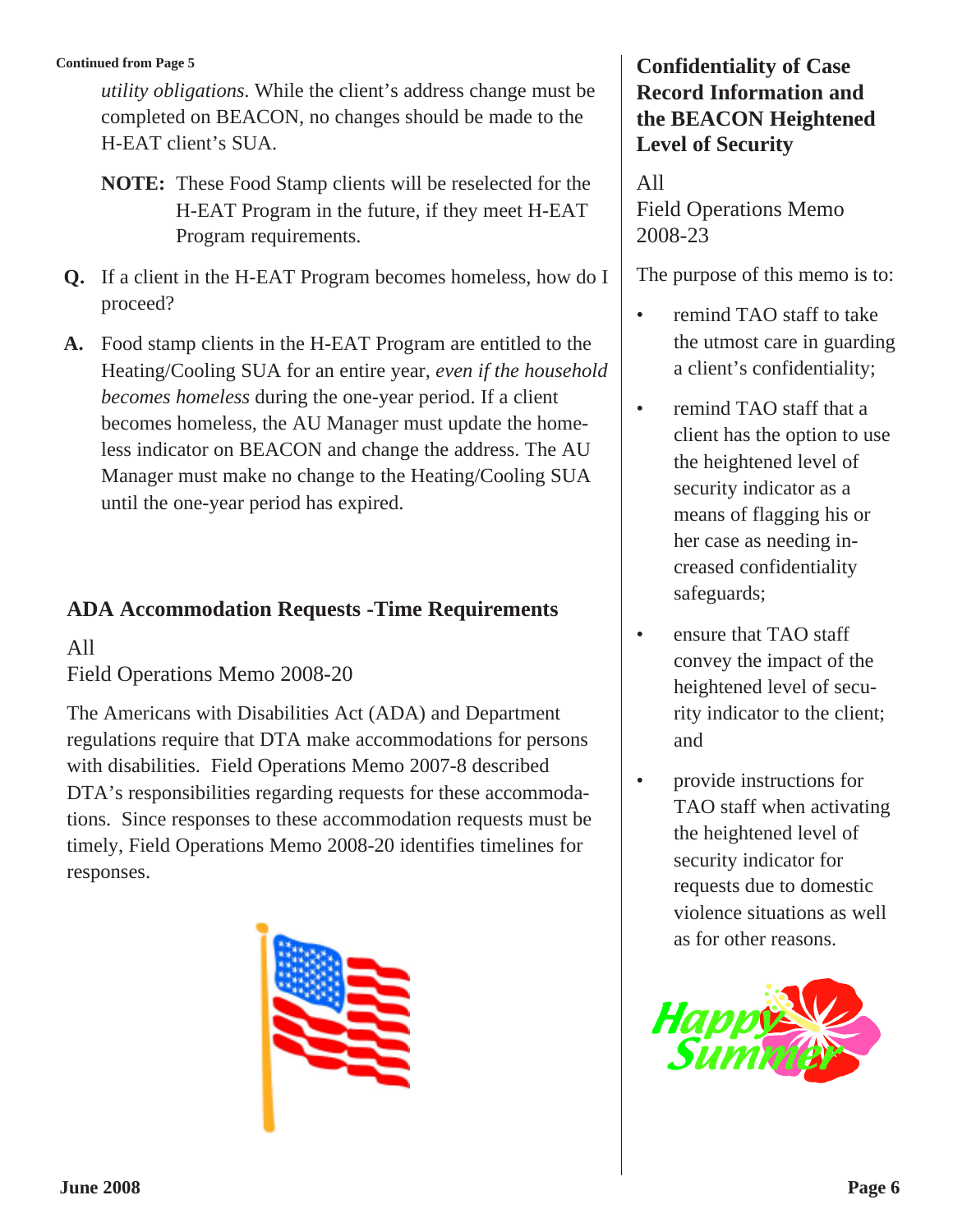Continued from Page 5

*utility obligations*. While the client's address change must be completed on BEACON, no changes should be made to the H-EAT client's SUA.

**NOTE:** These Food Stamp clients will be reselected for the H-EAT Program in the future, if they meet H-EAT Program requirements.

**Q.** If a client in the H-EAT Program becomes homeless, how do I proceed?

**A.** Food stamp clients in the H-EAT Program are entitled to the Heating/Cooling SUA for an entire year, *even if the household becomes homeless* during the one-year period. If a client becomes homeless, the AU Manager must update the homeless indicator on BEACON and change the address. The AU Manager must make no change to the Heating/Cooling SUA until the one-year period has expired.

## ADA Accommodation Requests -Time Requirements

All
Field Operations Memo 2008-20

The Americans with Disabilities Act (ADA) and Department regulations require that DTA make accommodations for persons with disabilities. Field Operations Memo 2007-8 described DTA's responsibilities regarding requests for these accommodations. Since responses to these accommodation requests must be timely, Field Operations Memo 2008-20 identifies timelines for responses.

## Confidentiality of Case Record Information and the BEACON Heightened Level of Security

All
Field Operations Memo 2008-23

The purpose of this memo is to:

- remind TAO staff to take the utmost care in guarding a client's confidentiality;
- remind TAO staff that a client has the option to use the heightened level of security indicator as a means of flagging his or her case as needing increased confidentiality safeguards;
- ensure that TAO staff convey the impact of the heightened level of security indicator to the client; and
- provide instructions for TAO staff when activating the heightened level of security indicator for requests due to domestic violence situations as well as for other reasons.

Happy Summer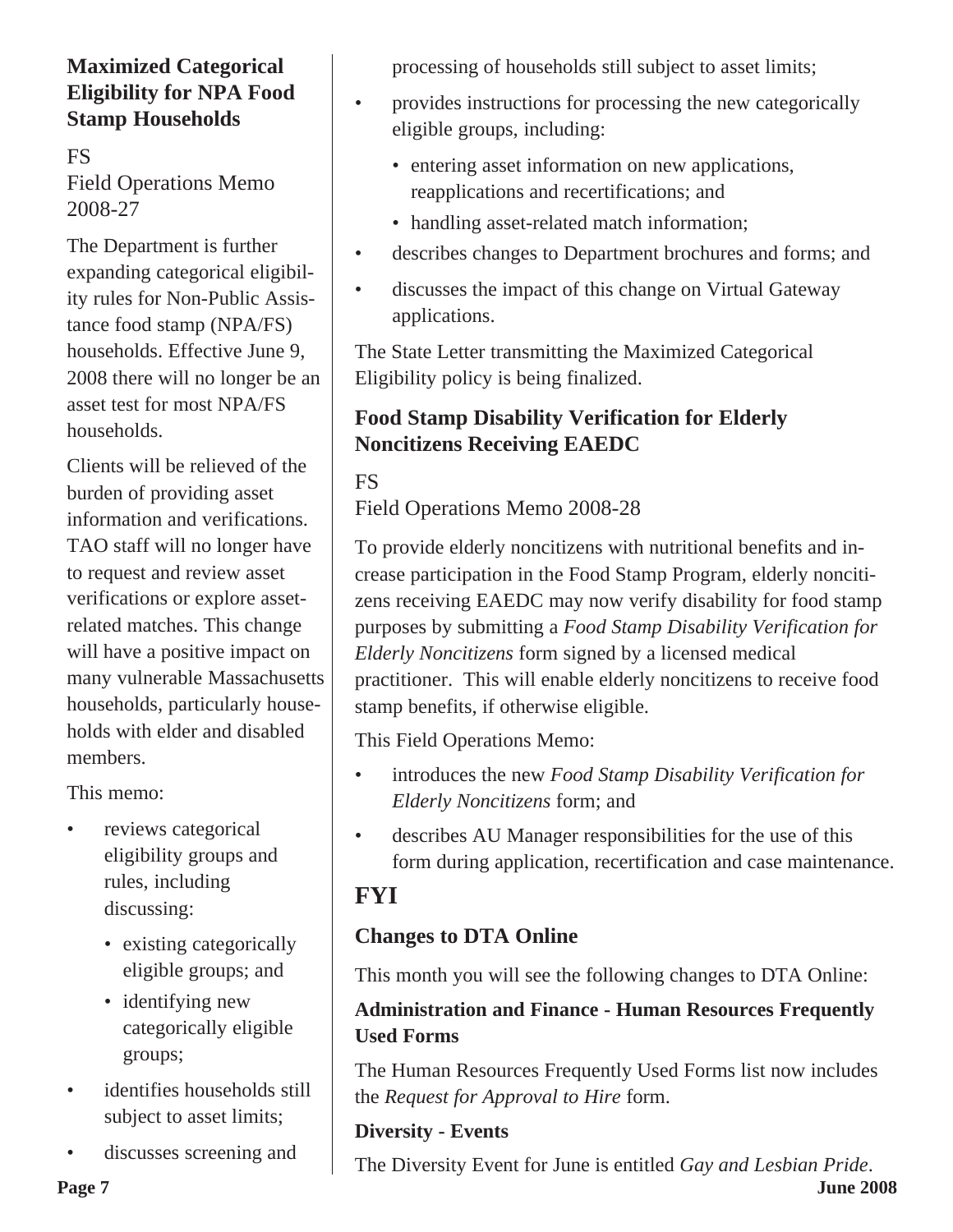### Maximized Categorical Eligibility for NPA Food Stamp Households

FS

Field Operations Memo 2008-27

The Department is further expanding categorical eligibility rules for Non-Public Assistance food stamp (NPA/FS) households. Effective June 9, 2008 there will no longer be an asset test for most NPA/FS households.

Clients will be relieved of the burden of providing asset information and verifications. TAO staff will no longer have to request and review asset verifications or explore asset-related matches. This change will have a positive impact on many vulnerable Massachusetts households, particularly households with elder and disabled members.

This memo:

- reviews categorical eligibility groups and rules, including discussing:
  - existing categorically eligible groups; and
  - identifying new categorically eligible groups;
- identifies households still subject to asset limits;
- discusses screening and processing of households still subject to asset limits;
- provides instructions for processing the new categorically eligible groups, including:
  - entering asset information on new applications, reapplications and recertifications; and
  - handling asset-related match information;
- describes changes to Department brochures and forms; and
- discusses the impact of this change on Virtual Gateway applications.

The State Letter transmitting the Maximized Categorical Eligibility policy is being finalized.

### Food Stamp Disability Verification for Elderly Noncitizens Receiving EAEDC

FS

Field Operations Memo 2008-28

To provide elderly noncitizens with nutritional benefits and increase participation in the Food Stamp Program, elderly noncitizens receiving EAEDC may now verify disability for food stamp purposes by submitting a *Food Stamp Disability Verification for Elderly Noncitizens* form signed by a licensed medical practitioner. This will enable elderly noncitizens to receive food stamp benefits, if otherwise eligible.

This Field Operations Memo:

- introduces the new *Food Stamp Disability Verification for Elderly Noncitizens* form; and
- describes AU Manager responsibilities for the use of this form during application, recertification and case maintenance.

## FYI

### Changes to DTA Online

This month you will see the following changes to DTA Online:

**Administration and Finance - Human Resources Frequently Used Forms**

The Human Resources Frequently Used Forms list now includes the *Request for Approval to Hire* form.

**Diversity - Events**

The Diversity Event for June is entitled *Gay and Lesbian Pride*.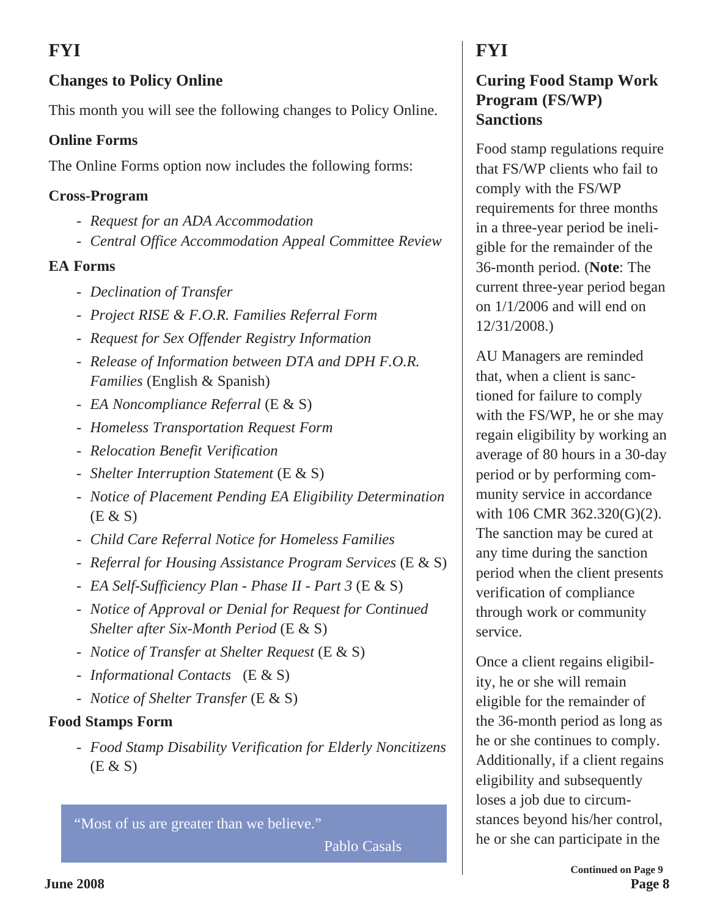## FYI

### Changes to Policy Online

This month you will see the following changes to Policy Online.

#### Online Forms

The Online Forms option now includes the following forms:

#### Cross-Program

- *Request for an ADA Accommodation*
- *Central Office Accommodation Appeal Committee Review*

#### EA Forms

- *Declination of Transfer*
- *Project RISE & F.O.R. Families Referral Form*
- *Request for Sex Offender Registry Information*
- *Release of Information between DTA and DPH F.O.R. Families* (English & Spanish)
- *EA Noncompliance Referral* (E & S)
- *Homeless Transportation Request Form*
- *Relocation Benefit Verification*
- *Shelter Interruption Statement* (E & S)
- *Notice of Placement Pending EA Eligibility Determination* (E & S)
- *Child Care Referral Notice for Homeless Families*
- *Referral for Housing Assistance Program Services* (E & S)
- *EA Self-Sufficiency Plan - Phase II - Part 3* (E & S)
- *Notice of Approval or Denial for Request for Continued Shelter after Six-Month Period* (E & S)
- *Notice of Transfer at Shelter Request* (E & S)
- *Informational Contacts* (E & S)
- *Notice of Shelter Transfer* (E & S)

#### Food Stamps Form

- *Food Stamp Disability Verification for Elderly Noncitizens* (E & S)

> "Most of us are greater than we believe."
>
> Pablo Casals

## FYI

### Curing Food Stamp Work Program (FS/WP) Sanctions

Food stamp regulations require that FS/WP clients who fail to comply with the FS/WP requirements for three months in a three-year period be ineligible for the remainder of the 36-month period. (**Note**: The current three-year period began on 1/1/2006 and will end on 12/31/2008.)

AU Managers are reminded that, when a client is sanctioned for failure to comply with the FS/WP, he or she may regain eligibility by working an average of 80 hours in a 30-day period or by performing community service in accordance with 106 CMR 362.320(G)(2). The sanction may be cured at any time during the sanction period when the client presents verification of compliance through work or community service.

Once a client regains eligibility, he or she will remain eligible for the remainder of the 36-month period as long as he or she continues to comply. Additionally, if a client regains eligibility and subsequently loses a job due to circumstances beyond his/her control, he or she can participate in the

**Continued on Page 9**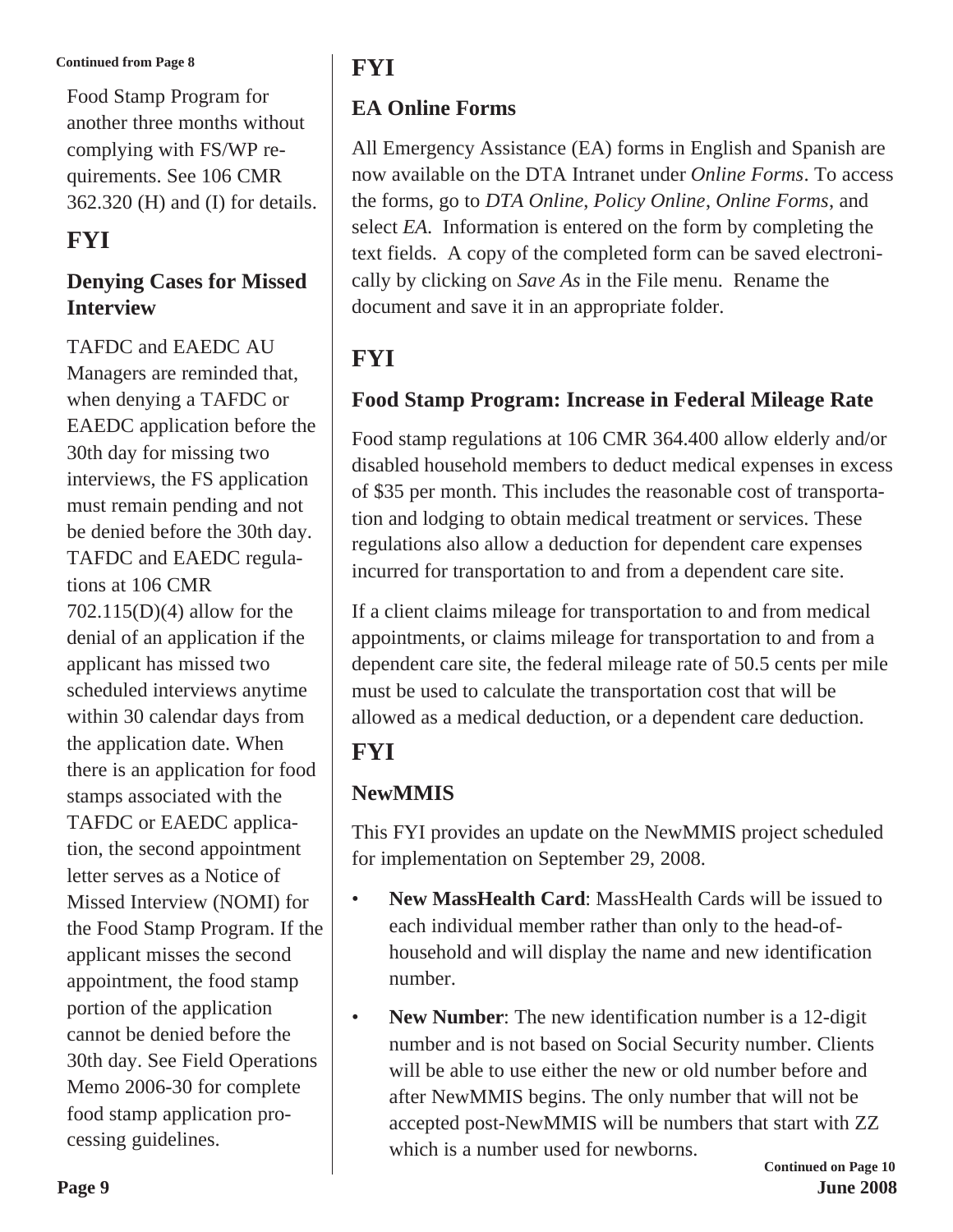Continued from Page 8

Food Stamp Program for another three months without complying with FS/WP requirements. See 106 CMR 362.320 (H) and (I) for details.

## FYI

### Denying Cases for Missed Interview

TAFDC and EAEDC AU Managers are reminded that, when denying a TAFDC or EAEDC application before the 30th day for missing two interviews, the FS application must remain pending and not be denied before the 30th day. TAFDC and EAEDC regulations at 106 CMR 702.115(D)(4) allow for the denial of an application if the applicant has missed two scheduled interviews anytime within 30 calendar days from the application date. When there is an application for food stamps associated with the TAFDC or EAEDC application, the second appointment letter serves as a Notice of Missed Interview (NOMI) for the Food Stamp Program. If the applicant misses the second appointment, the food stamp portion of the application cannot be denied before the 30th day. See Field Operations Memo 2006-30 for complete food stamp application processing guidelines.

## FYI

### EA Online Forms

All Emergency Assistance (EA) forms in English and Spanish are now available on the DTA Intranet under *Online Forms*. To access the forms, go to *DTA Online*, *Policy Online*, *Online Forms*, and select *EA*. Information is entered on the form by completing the text fields. A copy of the completed form can be saved electronically by clicking on *Save As* in the File menu. Rename the document and save it in an appropriate folder.

## FYI

### Food Stamp Program: Increase in Federal Mileage Rate

Food stamp regulations at 106 CMR 364.400 allow elderly and/or disabled household members to deduct medical expenses in excess of $35 per month. This includes the reasonable cost of transportation and lodging to obtain medical treatment or services. These regulations also allow a deduction for dependent care expenses incurred for transportation to and from a dependent care site.

If a client claims mileage for transportation to and from medical appointments, or claims mileage for transportation to and from a dependent care site, the federal mileage rate of 50.5 cents per mile must be used to calculate the transportation cost that will be allowed as a medical deduction, or a dependent care deduction.

## FYI

### NewMMIS

This FYI provides an update on the NewMMIS project scheduled for implementation on September 29, 2008.

- **New MassHealth Card**: MassHealth Cards will be issued to each individual member rather than only to the head-of-household and will display the name and new identification number.
- **New Number**: The new identification number is a 12-digit number and is not based on Social Security number. Clients will be able to use either the new or old number before and after NewMMIS begins. The only number that will not be accepted post-NewMMIS will be numbers that start with ZZ which is a number used for newborns.

Continued on Page 10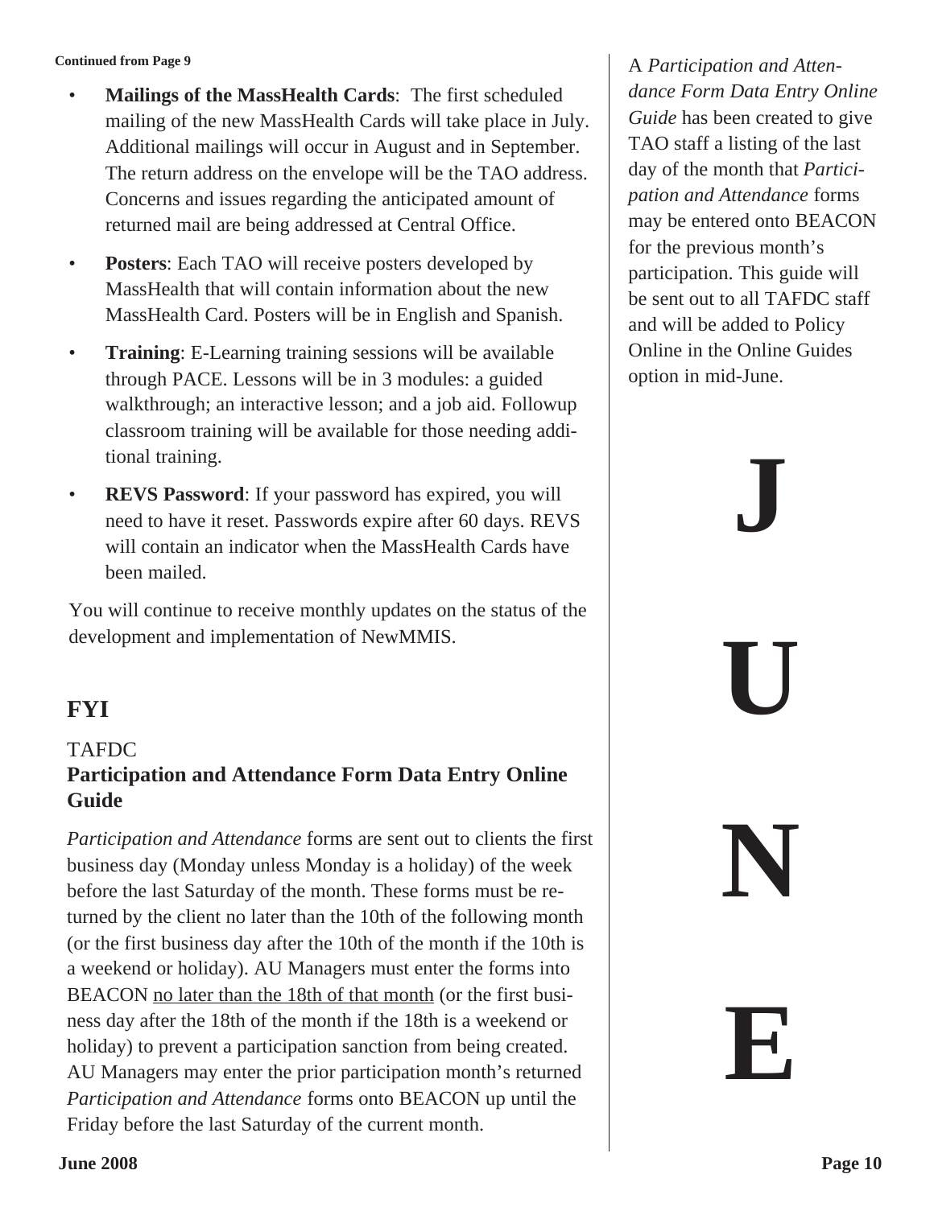Continued from Page 9

- **Mailings of the MassHealth Cards**: The first scheduled mailing of the new MassHealth Cards will take place in July. Additional mailings will occur in August and in September. The return address on the envelope will be the TAO address. Concerns and issues regarding the anticipated amount of returned mail are being addressed at Central Office.
- **Posters**: Each TAO will receive posters developed by MassHealth that will contain information about the new MassHealth Card. Posters will be in English and Spanish.
- **Training**: E-Learning training sessions will be available through PACE. Lessons will be in 3 modules: a guided walkthrough; an interactive lesson; and a job aid. Followup classroom training will be available for those needing additional training.
- **REVS Password**: If your password has expired, you will need to have it reset. Passwords expire after 60 days. REVS will contain an indicator when the MassHealth Cards have been mailed.

You will continue to receive monthly updates on the status of the development and implementation of NewMMIS.

## FYI

TAFDC

### Participation and Attendance Form Data Entry Online Guide

*Participation and Attendance* forms are sent out to clients the first business day (Monday unless Monday is a holiday) of the week before the last Saturday of the month. These forms must be returned by the client no later than the 10th of the following month (or the first business day after the 10th of the month if the 10th is a weekend or holiday). AU Managers must enter the forms into BEACON <u>no later than the 18th of that month</u> (or the first business day after the 18th of the month if the 18th is a weekend or holiday) to prevent a participation sanction from being created. AU Managers may enter the prior participation month's returned *Participation and Attendance* forms onto BEACON up until the Friday before the last Saturday of the current month.

A *Participation and Attendance Form Data Entry Online Guide* has been created to give TAO staff a listing of the last day of the month that *Participation and Attendance* forms may be entered onto BEACON for the previous month's participation. This guide will be sent out to all TAFDC staff and will be added to Policy Online in the Online Guides option in mid-June.

**J U N E**